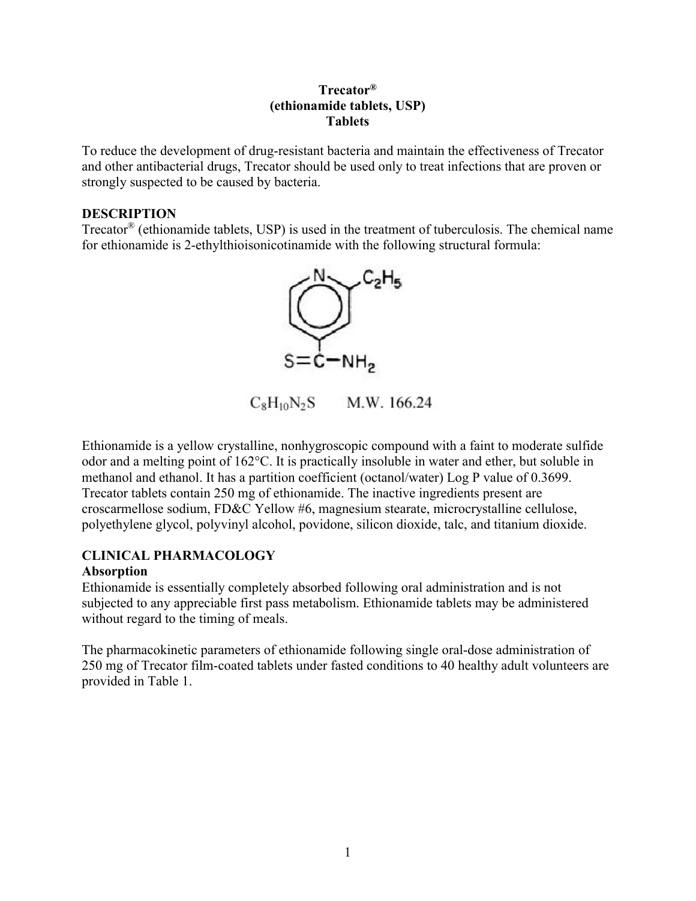**Trecator®**
**(ethionamide tablets, USP)**
**Tablets**

To reduce the development of drug-resistant bacteria and maintain the effectiveness of Trecator and other antibacterial drugs, Trecator should be used only to treat infections that are proven or strongly suspected to be caused by bacteria.

## DESCRIPTION

Trecator® (ethionamide tablets, USP) is used in the treatment of tuberculosis. The chemical name for ethionamide is 2-ethylthioisonicotinamide with the following structural formula:

$C_8H_{10}N_2S$ M.W. 166.24

Ethionamide is a yellow crystalline, nonhygroscopic compound with a faint to moderate sulfide odor and a melting point of 162°C. It is practically insoluble in water and ether, but soluble in methanol and ethanol. It has a partition coefficient (octanol/water) Log P value of 0.3699. Trecator tablets contain 250 mg of ethionamide. The inactive ingredients present are croscarmellose sodium, FD&C Yellow #6, magnesium stearate, microcrystalline cellulose, polyethylene glycol, polyvinyl alcohol, povidone, silicon dioxide, talc, and titanium dioxide.

## CLINICAL PHARMACOLOGY

### Absorption

Ethionamide is essentially completely absorbed following oral administration and is not subjected to any appreciable first pass metabolism. Ethionamide tablets may be administered without regard to the timing of meals.

The pharmacokinetic parameters of ethionamide following single oral-dose administration of 250 mg of Trecator film-coated tablets under fasted conditions to 40 healthy adult volunteers are provided in Table 1.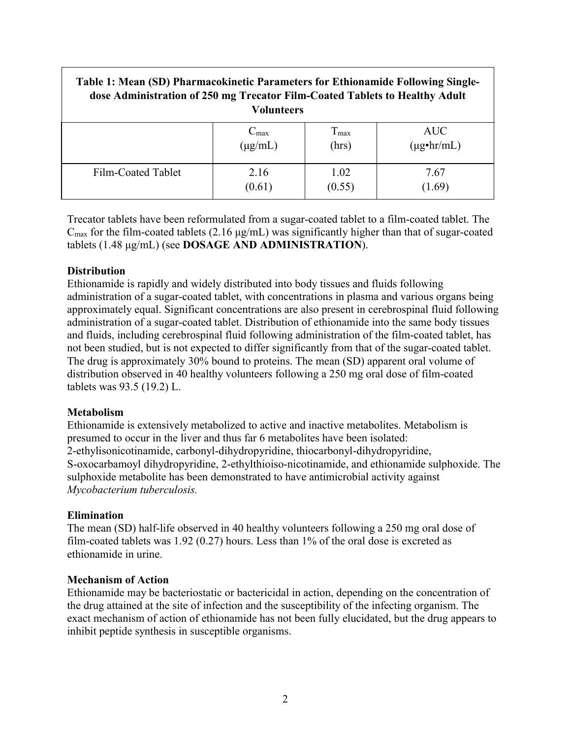| Table 1: Mean (SD) Pharmacokinetic Parameters for Ethionamide Following Single-dose Administration of 250 mg Trecator Film-Coated Tablets to Healthy Adult Volunteers | | | |
|---|---|---|---|
| | $C_{max}$ (μg/mL) | $T_{max}$ (hrs) | AUC (μg•hr/mL) |
| Film-Coated Tablet | 2.16 (0.61) | 1.02 (0.55) | 7.67 (1.69) |

Trecator tablets have been reformulated from a sugar-coated tablet to a film-coated tablet. The $C_{max}$ for the film-coated tablets (2.16 μg/mL) was significantly higher than that of sugar-coated tablets (1.48 μg/mL) (see **DOSAGE AND ADMINISTRATION**).

**Distribution**

Ethionamide is rapidly and widely distributed into body tissues and fluids following administration of a sugar-coated tablet, with concentrations in plasma and various organs being approximately equal. Significant concentrations are also present in cerebrospinal fluid following administration of a sugar-coated tablet. Distribution of ethionamide into the same body tissues and fluids, including cerebrospinal fluid following administration of the film-coated tablet, has not been studied, but is not expected to differ significantly from that of the sugar-coated tablet. The drug is approximately 30% bound to proteins. The mean (SD) apparent oral volume of distribution observed in 40 healthy volunteers following a 250 mg oral dose of film-coated tablets was 93.5 (19.2) L.

**Metabolism**

Ethionamide is extensively metabolized to active and inactive metabolites. Metabolism is presumed to occur in the liver and thus far 6 metabolites have been isolated: 2-ethylisonicotinamide, carbonyl-dihydropyridine, thiocarbonyl-dihydropyridine, S-oxocarbamoyl dihydropyridine, 2-ethylthioiso-nicotinamide, and ethionamide sulphoxide. The sulphoxide metabolite has been demonstrated to have antimicrobial activity against *Mycobacterium tuberculosis.*

**Elimination**

The mean (SD) half-life observed in 40 healthy volunteers following a 250 mg oral dose of film-coated tablets was 1.92 (0.27) hours. Less than 1% of the oral dose is excreted as ethionamide in urine.

**Mechanism of Action**

Ethionamide may be bacteriostatic or bactericidal in action, depending on the concentration of the drug attained at the site of infection and the susceptibility of the infecting organism. The exact mechanism of action of ethionamide has not been fully elucidated, but the drug appears to inhibit peptide synthesis in susceptible organisms.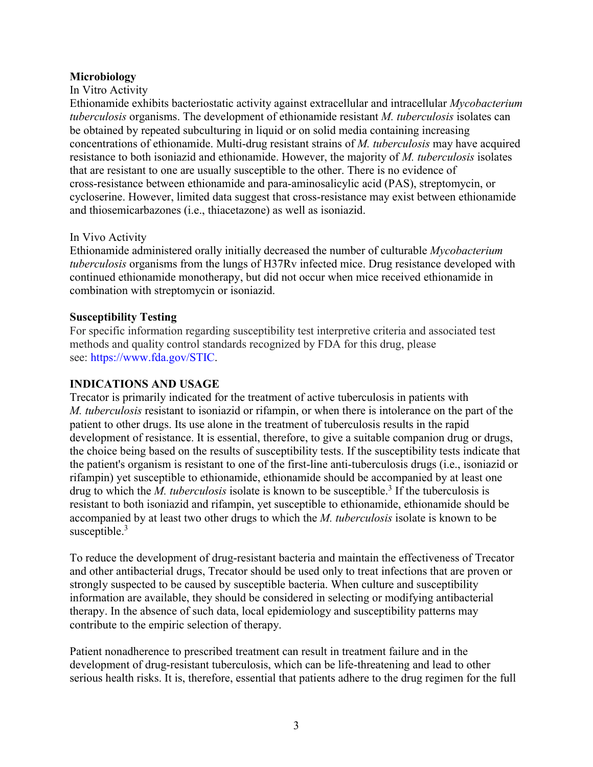**Microbiology**

In Vitro Activity

Ethionamide exhibits bacteriostatic activity against extracellular and intracellular *Mycobacterium tuberculosis* organisms. The development of ethionamide resistant *M. tuberculosis* isolates can be obtained by repeated subculturing in liquid or on solid media containing increasing concentrations of ethionamide. Multi-drug resistant strains of *M. tuberculosis* may have acquired resistance to both isoniazid and ethionamide. However, the majority of *M. tuberculosis* isolates that are resistant to one are usually susceptible to the other. There is no evidence of cross-resistance between ethionamide and para-aminosalicylic acid (PAS), streptomycin, or cycloserine. However, limited data suggest that cross-resistance may exist between ethionamide and thiosemicarbazones (i.e., thiacetazone) as well as isoniazid.

In Vivo Activity

Ethionamide administered orally initially decreased the number of culturable *Mycobacterium tuberculosis* organisms from the lungs of H37Rv infected mice. Drug resistance developed with continued ethionamide monotherapy, but did not occur when mice received ethionamide in combination with streptomycin or isoniazid.

**Susceptibility Testing**

For specific information regarding susceptibility test interpretive criteria and associated test methods and quality control standards recognized by FDA for this drug, please see: https://www.fda.gov/STIC.

**INDICATIONS AND USAGE**

Trecator is primarily indicated for the treatment of active tuberculosis in patients with *M. tuberculosis* resistant to isoniazid or rifampin, or when there is intolerance on the part of the patient to other drugs. Its use alone in the treatment of tuberculosis results in the rapid development of resistance. It is essential, therefore, to give a suitable companion drug or drugs, the choice being based on the results of susceptibility tests. If the susceptibility tests indicate that the patient's organism is resistant to one of the first-line anti-tuberculosis drugs (i.e., isoniazid or rifampin) yet susceptible to ethionamide, ethionamide should be accompanied by at least one drug to which the *M. tuberculosis* isolate is known to be susceptible.[3] If the tuberculosis is resistant to both isoniazid and rifampin, yet susceptible to ethionamide, ethionamide should be accompanied by at least two other drugs to which the *M. tuberculosis* isolate is known to be susceptible.[3]

To reduce the development of drug-resistant bacteria and maintain the effectiveness of Trecator and other antibacterial drugs, Trecator should be used only to treat infections that are proven or strongly suspected to be caused by susceptible bacteria. When culture and susceptibility information are available, they should be considered in selecting or modifying antibacterial therapy. In the absence of such data, local epidemiology and susceptibility patterns may contribute to the empiric selection of therapy.

Patient nonadherence to prescribed treatment can result in treatment failure and in the development of drug-resistant tuberculosis, which can be life-threatening and lead to other serious health risks. It is, therefore, essential that patients adhere to the drug regimen for the full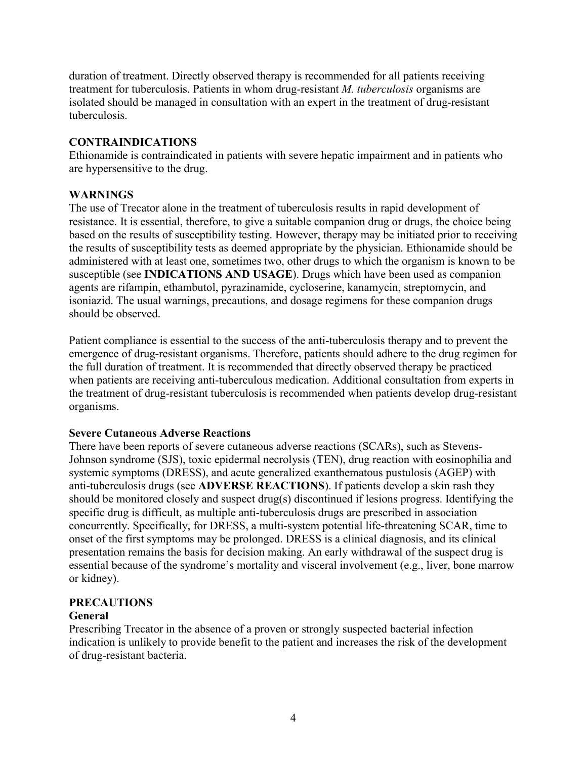duration of treatment. Directly observed therapy is recommended for all patients receiving treatment for tuberculosis. Patients in whom drug-resistant *M. tuberculosis* organisms are isolated should be managed in consultation with an expert in the treatment of drug-resistant tuberculosis.

## CONTRAINDICATIONS

Ethionamide is contraindicated in patients with severe hepatic impairment and in patients who are hypersensitive to the drug.

## WARNINGS

The use of Trecator alone in the treatment of tuberculosis results in rapid development of resistance. It is essential, therefore, to give a suitable companion drug or drugs, the choice being based on the results of susceptibility testing. However, therapy may be initiated prior to receiving the results of susceptibility tests as deemed appropriate by the physician. Ethionamide should be administered with at least one, sometimes two, other drugs to which the organism is known to be susceptible (see **INDICATIONS AND USAGE**). Drugs which have been used as companion agents are rifampin, ethambutol, pyrazinamide, cycloserine, kanamycin, streptomycin, and isoniazid. The usual warnings, precautions, and dosage regimens for these companion drugs should be observed.

Patient compliance is essential to the success of the anti-tuberculosis therapy and to prevent the emergence of drug-resistant organisms. Therefore, patients should adhere to the drug regimen for the full duration of treatment. It is recommended that directly observed therapy be practiced when patients are receiving anti-tuberculous medication. Additional consultation from experts in the treatment of drug-resistant tuberculosis is recommended when patients develop drug-resistant organisms.

### Severe Cutaneous Adverse Reactions

There have been reports of severe cutaneous adverse reactions (SCARs), such as Stevens-Johnson syndrome (SJS), toxic epidermal necrolysis (TEN), drug reaction with eosinophilia and systemic symptoms (DRESS), and acute generalized exanthematous pustulosis (AGEP) with anti-tuberculosis drugs (see **ADVERSE REACTIONS**). If patients develop a skin rash they should be monitored closely and suspect drug(s) discontinued if lesions progress. Identifying the specific drug is difficult, as multiple anti-tuberculosis drugs are prescribed in association concurrently. Specifically, for DRESS, a multi-system potential life-threatening SCAR, time to onset of the first symptoms may be prolonged. DRESS is a clinical diagnosis, and its clinical presentation remains the basis for decision making. An early withdrawal of the suspect drug is essential because of the syndrome's mortality and visceral involvement (e.g., liver, bone marrow or kidney).

## PRECAUTIONS

### General

Prescribing Trecator in the absence of a proven or strongly suspected bacterial infection indication is unlikely to provide benefit to the patient and increases the risk of the development of drug-resistant bacteria.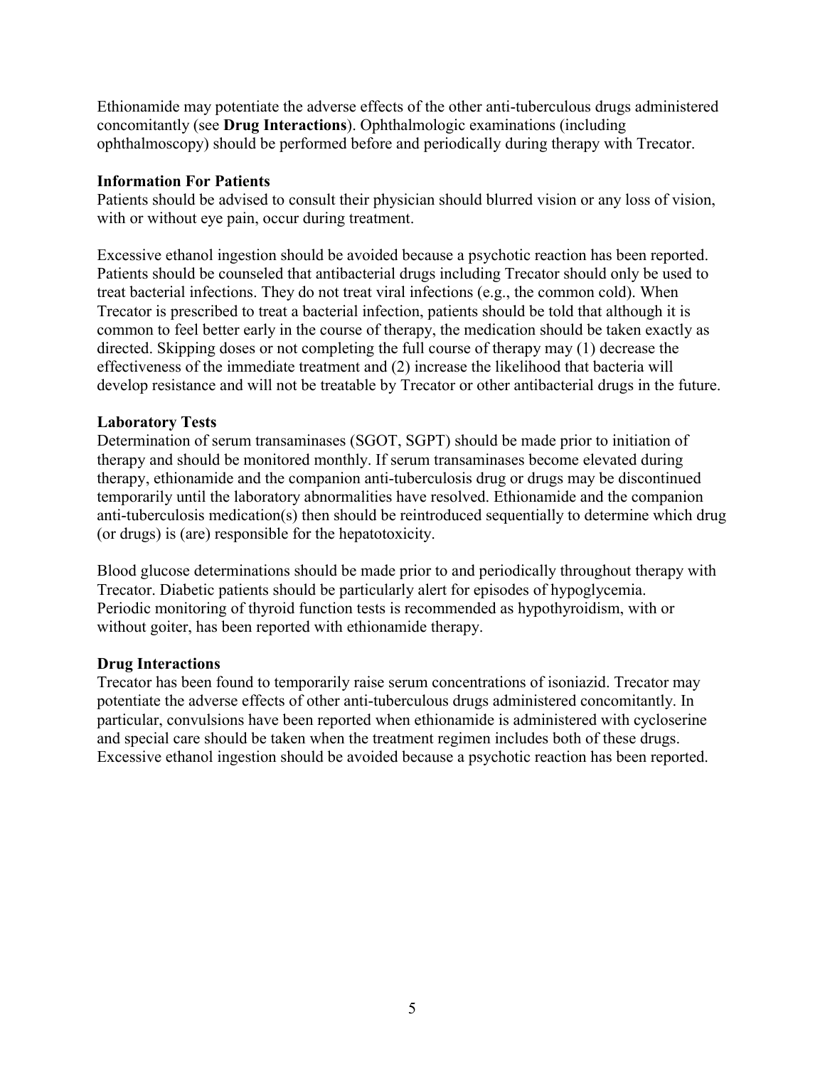Ethionamide may potentiate the adverse effects of the other anti-tuberculous drugs administered concomitantly (see **Drug Interactions**). Ophthalmologic examinations (including ophthalmoscopy) should be performed before and periodically during therapy with Trecator.

**Information For Patients**

Patients should be advised to consult their physician should blurred vision or any loss of vision, with or without eye pain, occur during treatment.

Excessive ethanol ingestion should be avoided because a psychotic reaction has been reported. Patients should be counseled that antibacterial drugs including Trecator should only be used to treat bacterial infections. They do not treat viral infections (e.g., the common cold). When Trecator is prescribed to treat a bacterial infection, patients should be told that although it is common to feel better early in the course of therapy, the medication should be taken exactly as directed. Skipping doses or not completing the full course of therapy may (1) decrease the effectiveness of the immediate treatment and (2) increase the likelihood that bacteria will develop resistance and will not be treatable by Trecator or other antibacterial drugs in the future.

**Laboratory Tests**

Determination of serum transaminases (SGOT, SGPT) should be made prior to initiation of therapy and should be monitored monthly. If serum transaminases become elevated during therapy, ethionamide and the companion anti-tuberculosis drug or drugs may be discontinued temporarily until the laboratory abnormalities have resolved. Ethionamide and the companion anti-tuberculosis medication(s) then should be reintroduced sequentially to determine which drug (or drugs) is (are) responsible for the hepatotoxicity.

Blood glucose determinations should be made prior to and periodically throughout therapy with Trecator. Diabetic patients should be particularly alert for episodes of hypoglycemia. Periodic monitoring of thyroid function tests is recommended as hypothyroidism, with or without goiter, has been reported with ethionamide therapy.

**Drug Interactions**

Trecator has been found to temporarily raise serum concentrations of isoniazid. Trecator may potentiate the adverse effects of other anti-tuberculous drugs administered concomitantly. In particular, convulsions have been reported when ethionamide is administered with cycloserine and special care should be taken when the treatment regimen includes both of these drugs. Excessive ethanol ingestion should be avoided because a psychotic reaction has been reported.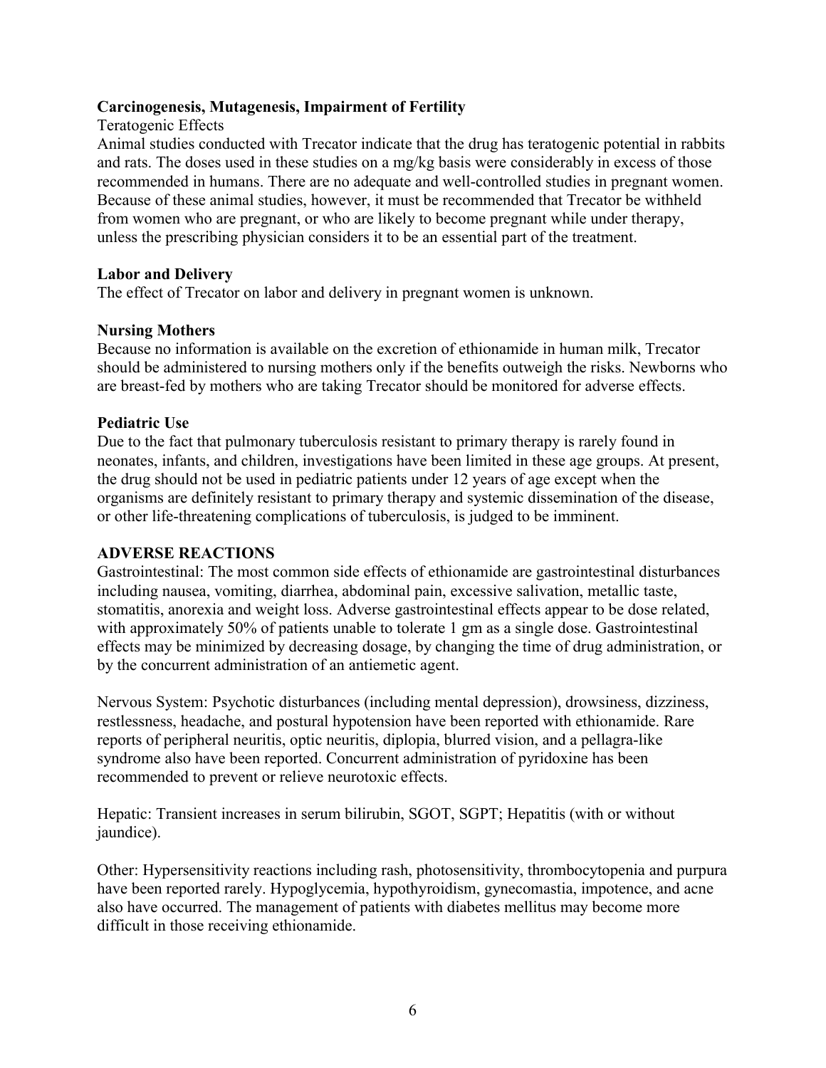**Carcinogenesis, Mutagenesis, Impairment of Fertility**

Teratogenic Effects

Animal studies conducted with Trecator indicate that the drug has teratogenic potential in rabbits and rats. The doses used in these studies on a mg/kg basis were considerably in excess of those recommended in humans. There are no adequate and well-controlled studies in pregnant women. Because of these animal studies, however, it must be recommended that Trecator be withheld from women who are pregnant, or who are likely to become pregnant while under therapy, unless the prescribing physician considers it to be an essential part of the treatment.

**Labor and Delivery**

The effect of Trecator on labor and delivery in pregnant women is unknown.

**Nursing Mothers**

Because no information is available on the excretion of ethionamide in human milk, Trecator should be administered to nursing mothers only if the benefits outweigh the risks. Newborns who are breast-fed by mothers who are taking Trecator should be monitored for adverse effects.

**Pediatric Use**

Due to the fact that pulmonary tuberculosis resistant to primary therapy is rarely found in neonates, infants, and children, investigations have been limited in these age groups. At present, the drug should not be used in pediatric patients under 12 years of age except when the organisms are definitely resistant to primary therapy and systemic dissemination of the disease, or other life-threatening complications of tuberculosis, is judged to be imminent.

**ADVERSE REACTIONS**

Gastrointestinal: The most common side effects of ethionamide are gastrointestinal disturbances including nausea, vomiting, diarrhea, abdominal pain, excessive salivation, metallic taste, stomatitis, anorexia and weight loss. Adverse gastrointestinal effects appear to be dose related, with approximately 50% of patients unable to tolerate 1 gm as a single dose. Gastrointestinal effects may be minimized by decreasing dosage, by changing the time of drug administration, or by the concurrent administration of an antiemetic agent.

Nervous System: Psychotic disturbances (including mental depression), drowsiness, dizziness, restlessness, headache, and postural hypotension have been reported with ethionamide. Rare reports of peripheral neuritis, optic neuritis, diplopia, blurred vision, and a pellagra-like syndrome also have been reported. Concurrent administration of pyridoxine has been recommended to prevent or relieve neurotoxic effects.

Hepatic: Transient increases in serum bilirubin, SGOT, SGPT; Hepatitis (with or without jaundice).

Other: Hypersensitivity reactions including rash, photosensitivity, thrombocytopenia and purpura have been reported rarely. Hypoglycemia, hypothyroidism, gynecomastia, impotence, and acne also have occurred. The management of patients with diabetes mellitus may become more difficult in those receiving ethionamide.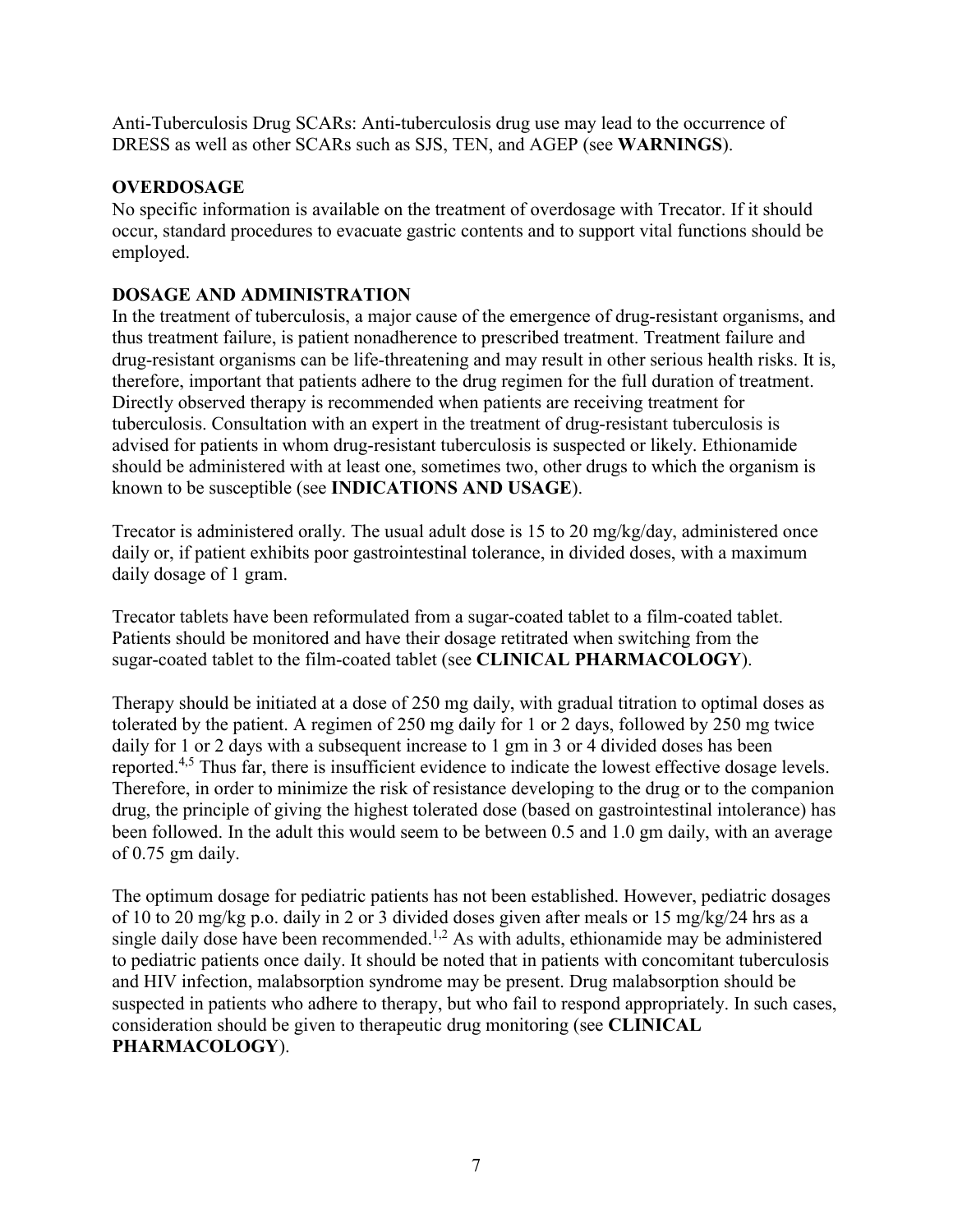Anti-Tuberculosis Drug SCARs: Anti-tuberculosis drug use may lead to the occurrence of DRESS as well as other SCARs such as SJS, TEN, and AGEP (see **WARNINGS**).

## OVERDOSAGE

No specific information is available on the treatment of overdosage with Trecator. If it should occur, standard procedures to evacuate gastric contents and to support vital functions should be employed.

## DOSAGE AND ADMINISTRATION

In the treatment of tuberculosis, a major cause of the emergence of drug-resistant organisms, and thus treatment failure, is patient nonadherence to prescribed treatment. Treatment failure and drug-resistant organisms can be life-threatening and may result in other serious health risks. It is, therefore, important that patients adhere to the drug regimen for the full duration of treatment. Directly observed therapy is recommended when patients are receiving treatment for tuberculosis. Consultation with an expert in the treatment of drug-resistant tuberculosis is advised for patients in whom drug-resistant tuberculosis is suspected or likely. Ethionamide should be administered with at least one, sometimes two, other drugs to which the organism is known to be susceptible (see **INDICATIONS AND USAGE**).

Trecator is administered orally. The usual adult dose is 15 to 20 mg/kg/day, administered once daily or, if patient exhibits poor gastrointestinal tolerance, in divided doses, with a maximum daily dosage of 1 gram.

Trecator tablets have been reformulated from a sugar-coated tablet to a film-coated tablet. Patients should be monitored and have their dosage retitrated when switching from the sugar-coated tablet to the film-coated tablet (see **CLINICAL PHARMACOLOGY**).

Therapy should be initiated at a dose of 250 mg daily, with gradual titration to optimal doses as tolerated by the patient. A regimen of 250 mg daily for 1 or 2 days, followed by 250 mg twice daily for 1 or 2 days with a subsequent increase to 1 gm in 3 or 4 divided doses has been reported.[4,5] Thus far, there is insufficient evidence to indicate the lowest effective dosage levels. Therefore, in order to minimize the risk of resistance developing to the drug or to the companion drug, the principle of giving the highest tolerated dose (based on gastrointestinal intolerance) has been followed. In the adult this would seem to be between 0.5 and 1.0 gm daily, with an average of 0.75 gm daily.

The optimum dosage for pediatric patients has not been established. However, pediatric dosages of 10 to 20 mg/kg p.o. daily in 2 or 3 divided doses given after meals or 15 mg/kg/24 hrs as a single daily dose have been recommended.[1,2] As with adults, ethionamide may be administered to pediatric patients once daily. It should be noted that in patients with concomitant tuberculosis and HIV infection, malabsorption syndrome may be present. Drug malabsorption should be suspected in patients who adhere to therapy, but who fail to respond appropriately. In such cases, consideration should be given to therapeutic drug monitoring (see **CLINICAL PHARMACOLOGY**).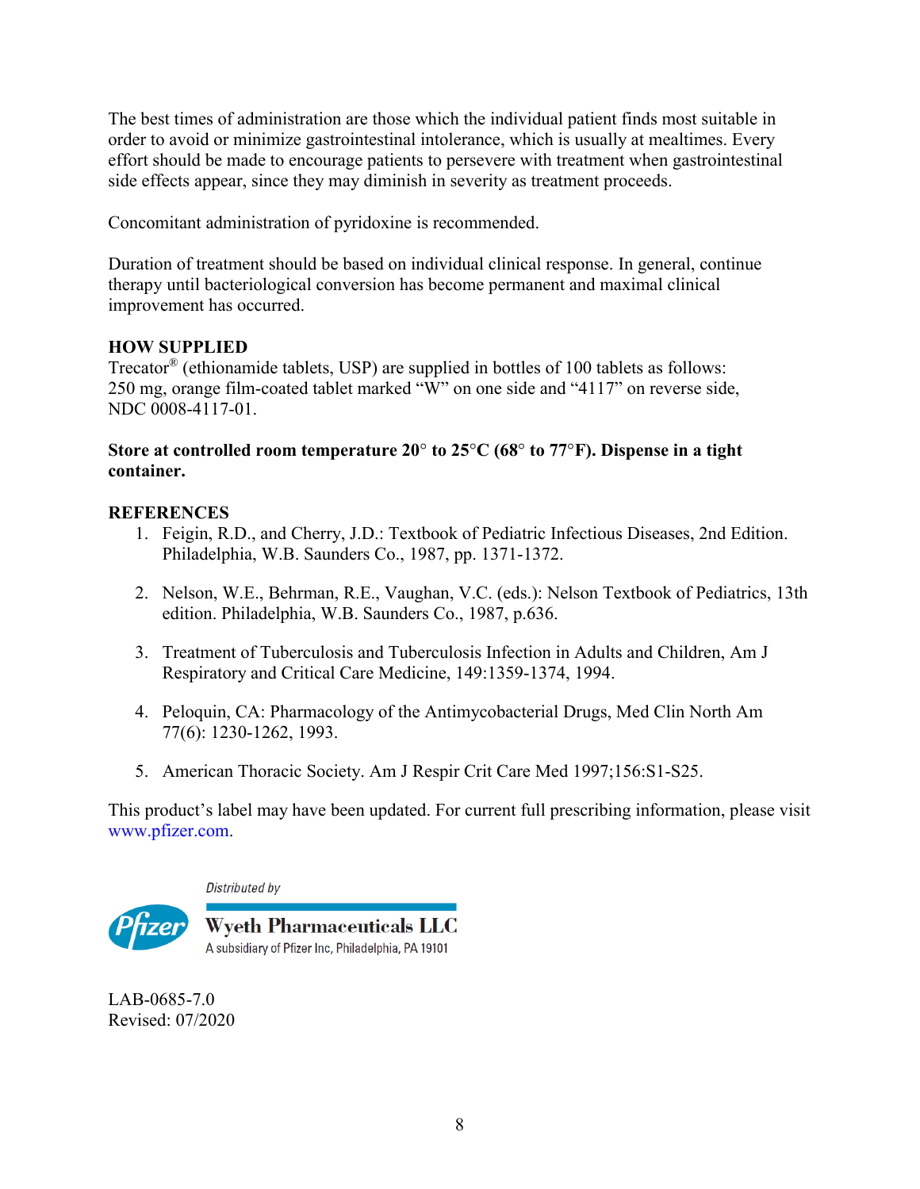The best times of administration are those which the individual patient finds most suitable in order to avoid or minimize gastrointestinal intolerance, which is usually at mealtimes. Every effort should be made to encourage patients to persevere with treatment when gastrointestinal side effects appear, since they may diminish in severity as treatment proceeds.

Concomitant administration of pyridoxine is recommended.

Duration of treatment should be based on individual clinical response. In general, continue therapy until bacteriological conversion has become permanent and maximal clinical improvement has occurred.

**HOW SUPPLIED**

Trecator® (ethionamide tablets, USP) are supplied in bottles of 100 tablets as follows: 250 mg, orange film-coated tablet marked "W" on one side and "4117" on reverse side, NDC 0008-4117-01.

**Store at controlled room temperature 20° to 25°C (68° to 77°F). Dispense in a tight container.**

**REFERENCES**

1. Feigin, R.D., and Cherry, J.D.: Textbook of Pediatric Infectious Diseases, 2nd Edition. Philadelphia, W.B. Saunders Co., 1987, pp. 1371-1372.
2. Nelson, W.E., Behrman, R.E., Vaughan, V.C. (eds.): Nelson Textbook of Pediatrics, 13th edition. Philadelphia, W.B. Saunders Co., 1987, p.636.
3. Treatment of Tuberculosis and Tuberculosis Infection in Adults and Children, Am J Respiratory and Critical Care Medicine, 149:1359-1374, 1994.
4. Peloquin, CA: Pharmacology of the Antimycobacterial Drugs, Med Clin North Am 77(6): 1230-1262, 1993.
5. American Thoracic Society. Am J Respir Crit Care Med 1997;156:S1-S25.

This product's label may have been updated. For current full prescribing information, please visit www.pfizer.com.

*Distributed by*

Pfizer

**Wyeth Pharmaceuticals LLC**
A subsidiary of Pfizer Inc, Philadelphia, PA 19101

LAB-0685-7.0
Revised: 07/2020